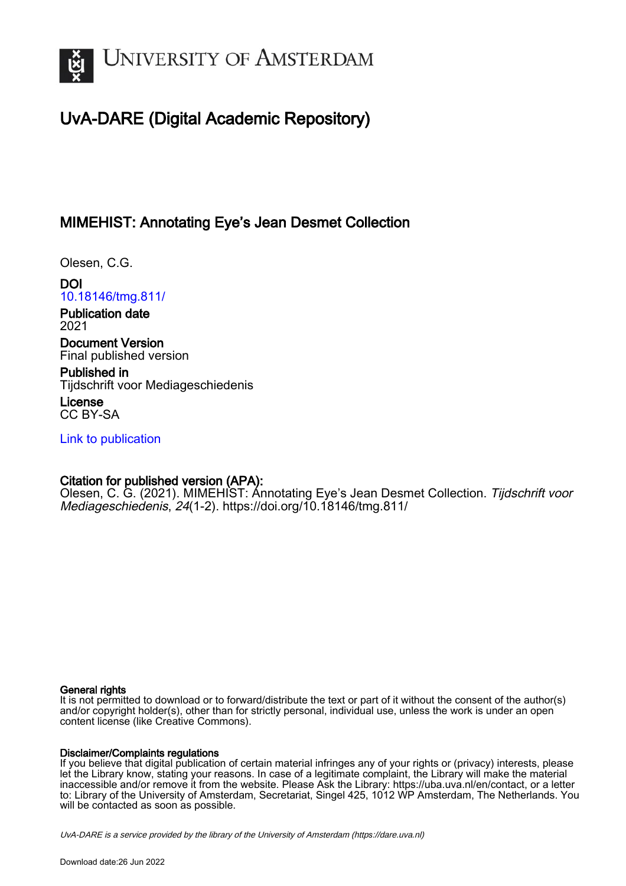# University of Amsterdam

## UvA-DARE (Digital Academic Repository)

### MIMEHIST: Annotating Eye's Jean Desmet Collection

Olesen, C.G.

**DOI**
10.18146/tmg.811/

**Publication date**
2021

**Document Version**
Final published version

**Published in**
Tijdschrift voor Mediageschiedenis

**License**
CC BY-SA

Link to publication

**Citation for published version (APA):**
Olesen, C. G. (2021). MIMEHIST: Annotating Eye's Jean Desmet Collection. *Tijdschrift voor Mediageschiedenis*, *24*(1-2). https://doi.org/10.18146/tmg.811/

**General rights**
It is not permitted to download or to forward/distribute the text or part of it without the consent of the author(s) and/or copyright holder(s), other than for strictly personal, individual use, unless the work is under an open content license (like Creative Commons).

**Disclaimer/Complaints regulations**
If you believe that digital publication of certain material infringes any of your rights or (privacy) interests, please let the Library know, stating your reasons. In case of a legitimate complaint, the Library will make the material inaccessible and/or remove it from the website. Please Ask the Library: https://uba.uva.nl/en/contact, or a letter to: Library of the University of Amsterdam, Secretariat, Singel 425, 1012 WP Amsterdam, The Netherlands. You will be contacted as soon as possible.

*UvA-DARE is a service provided by the library of the University of Amsterdam (https://dare.uva.nl)*

Download date:26 Jun 2022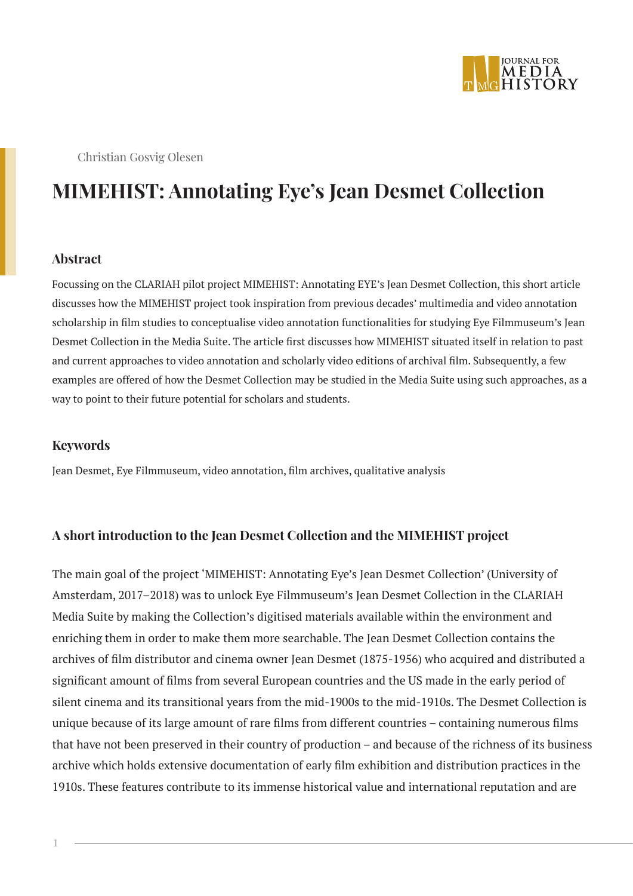Christian Gosvig Olesen

# MIMEHIST: Annotating Eye's Jean Desmet Collection

### Abstract

Focussing on the CLARIAH pilot project MIMEHIST: Annotating EYE's Jean Desmet Collection, this short article discusses how the MIMEHIST project took inspiration from previous decades' multimedia and video annotation scholarship in film studies to conceptualise video annotation functionalities for studying Eye Filmmuseum's Jean Desmet Collection in the Media Suite. The article first discusses how MIMEHIST situated itself in relation to past and current approaches to video annotation and scholarly video editions of archival film. Subsequently, a few examples are offered of how the Desmet Collection may be studied in the Media Suite using such approaches, as a way to point to their future potential for scholars and students.

### Keywords

Jean Desmet, Eye Filmmuseum, video annotation, film archives, qualitative analysis

## A short introduction to the Jean Desmet Collection and the MIMEHIST project

The main goal of the project 'MIMEHIST: Annotating Eye's Jean Desmet Collection' (University of Amsterdam, 2017–2018) was to unlock Eye Filmmuseum's Jean Desmet Collection in the CLARIAH Media Suite by making the Collection's digitised materials available within the environment and enriching them in order to make them more searchable. The Jean Desmet Collection contains the archives of film distributor and cinema owner Jean Desmet (1875-1956) who acquired and distributed a significant amount of films from several European countries and the US made in the early period of silent cinema and its transitional years from the mid-1900s to the mid-1910s. The Desmet Collection is unique because of its large amount of rare films from different countries – containing numerous films that have not been preserved in their country of production – and because of the richness of its business archive which holds extensive documentation of early film exhibition and distribution practices in the 1910s. These features contribute to its immense historical value and international reputation and are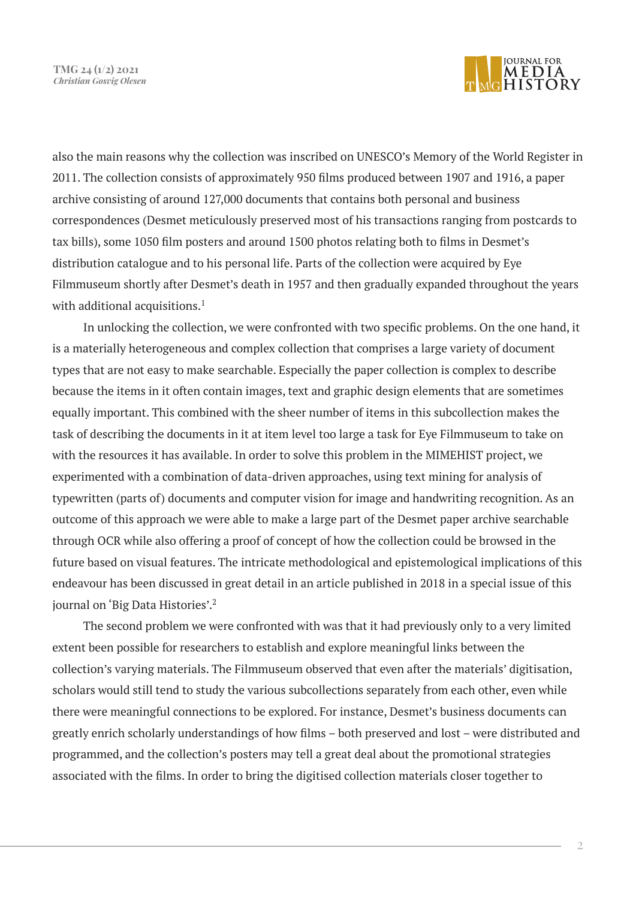also the main reasons why the collection was inscribed on UNESCO's Memory of the World Register in 2011. The collection consists of approximately 950 films produced between 1907 and 1916, a paper archive consisting of around 127,000 documents that contains both personal and business correspondences (Desmet meticulously preserved most of his transactions ranging from postcards to tax bills), some 1050 film posters and around 1500 photos relating both to films in Desmet's distribution catalogue and to his personal life. Parts of the collection were acquired by Eye Filmmuseum shortly after Desmet's death in 1957 and then gradually expanded throughout the years with additional acquisitions.[1]

In unlocking the collection, we were confronted with two specific problems. On the one hand, it is a materially heterogeneous and complex collection that comprises a large variety of document types that are not easy to make searchable. Especially the paper collection is complex to describe because the items in it often contain images, text and graphic design elements that are sometimes equally important. This combined with the sheer number of items in this subcollection makes the task of describing the documents in it at item level too large a task for Eye Filmmuseum to take on with the resources it has available. In order to solve this problem in the MIMEHIST project, we experimented with a combination of data-driven approaches, using text mining for analysis of typewritten (parts of) documents and computer vision for image and handwriting recognition. As an outcome of this approach we were able to make a large part of the Desmet paper archive searchable through OCR while also offering a proof of concept of how the collection could be browsed in the future based on visual features. The intricate methodological and epistemological implications of this endeavour has been discussed in great detail in an article published in 2018 in a special issue of this journal on 'Big Data Histories'.[2]

The second problem we were confronted with was that it had previously only to a very limited extent been possible for researchers to establish and explore meaningful links between the collection's varying materials. The Filmmuseum observed that even after the materials' digitisation, scholars would still tend to study the various subcollections separately from each other, even while there were meaningful connections to be explored. For instance, Desmet's business documents can greatly enrich scholarly understandings of how films – both preserved and lost – were distributed and programmed, and the collection's posters may tell a great deal about the promotional strategies associated with the films. In order to bring the digitised collection materials closer together to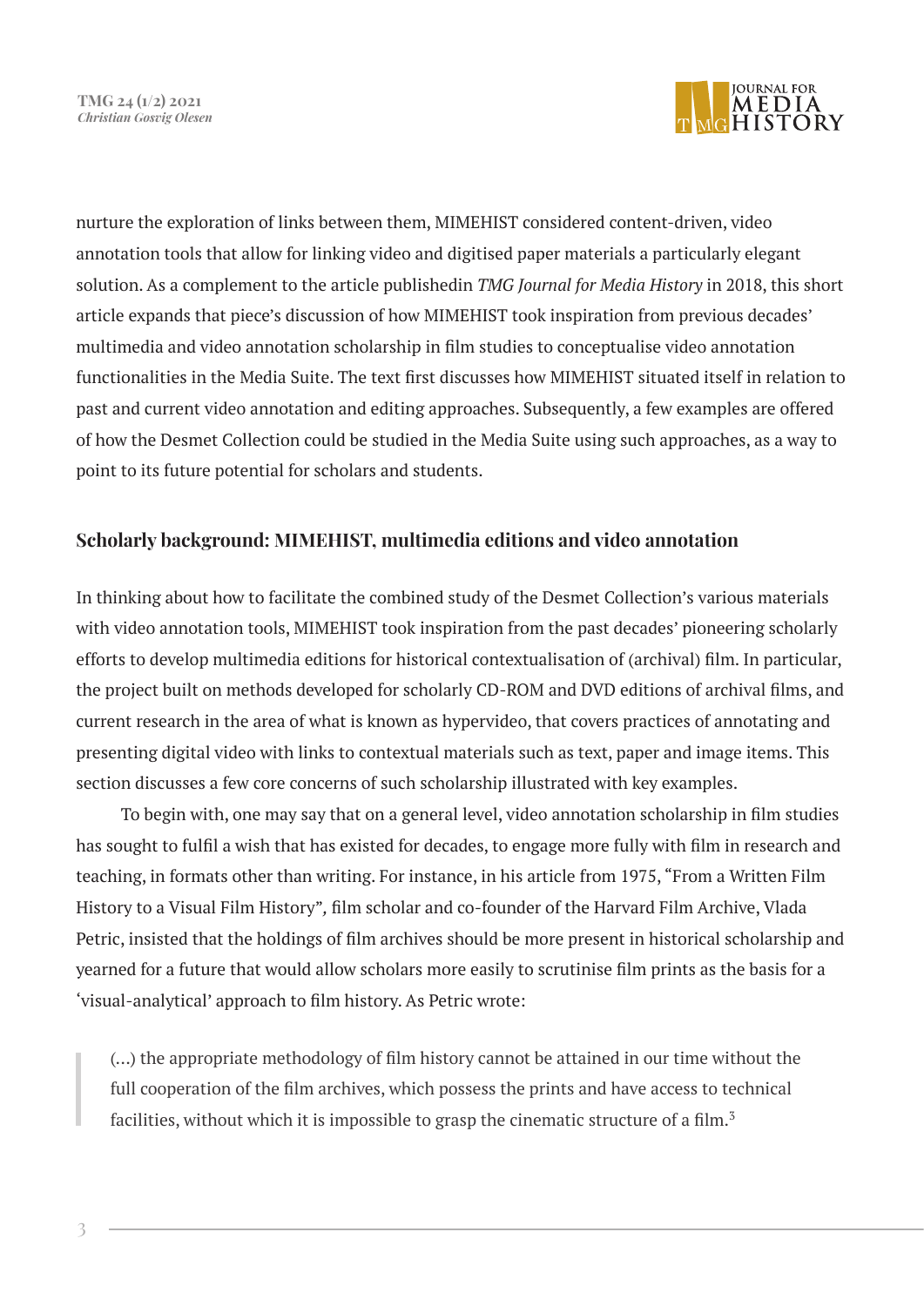nurture the exploration of links between them, MIMEHIST considered content-driven, video annotation tools that allow for linking video and digitised paper materials a particularly elegant solution. As a complement to the article publishedin *TMG Journal for Media History* in 2018, this short article expands that piece's discussion of how MIMEHIST took inspiration from previous decades' multimedia and video annotation scholarship in film studies to conceptualise video annotation functionalities in the Media Suite. The text first discusses how MIMEHIST situated itself in relation to past and current video annotation and editing approaches. Subsequently, a few examples are offered of how the Desmet Collection could be studied in the Media Suite using such approaches, as a way to point to its future potential for scholars and students.

## Scholarly background: MIMEHIST, multimedia editions and video annotation

In thinking about how to facilitate the combined study of the Desmet Collection's various materials with video annotation tools, MIMEHIST took inspiration from the past decades' pioneering scholarly efforts to develop multimedia editions for historical contextualisation of (archival) film. In particular, the project built on methods developed for scholarly CD-ROM and DVD editions of archival films, and current research in the area of what is known as hypervideo, that covers practices of annotating and presenting digital video with links to contextual materials such as text, paper and image items. This section discusses a few core concerns of such scholarship illustrated with key examples.

To begin with, one may say that on a general level, video annotation scholarship in film studies has sought to fulfil a wish that has existed for decades, to engage more fully with film in research and teaching, in formats other than writing. For instance, in his article from 1975, "From a Written Film History to a Visual Film History", film scholar and co-founder of the Harvard Film Archive, Vlada Petric, insisted that the holdings of film archives should be more present in historical scholarship and yearned for a future that would allow scholars more easily to scrutinise film prints as the basis for a 'visual-analytical' approach to film history. As Petric wrote:

> (...) the appropriate methodology of film history cannot be attained in our time without the full cooperation of the film archives, which possess the prints and have access to technical facilities, without which it is impossible to grasp the cinematic structure of a film.[3]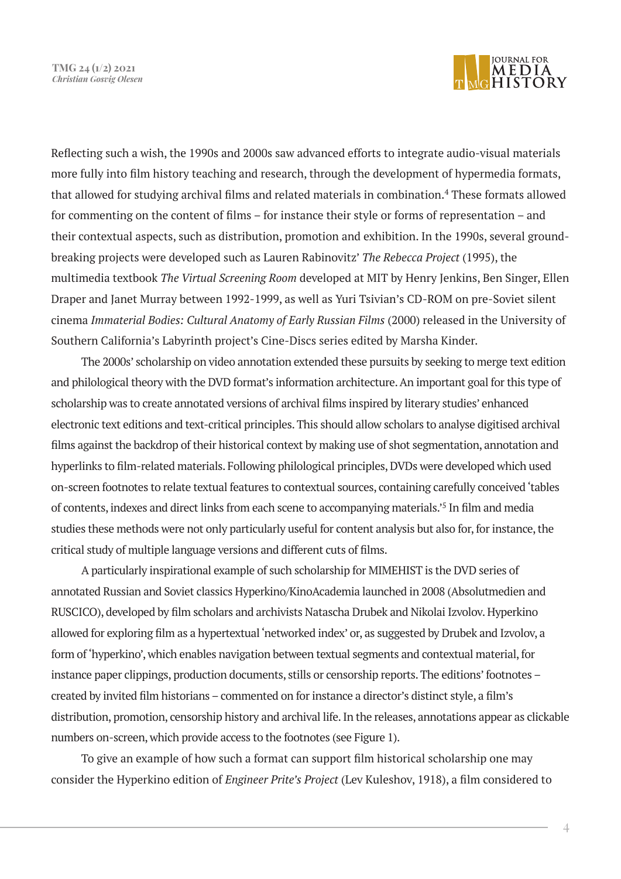Reflecting such a wish, the 1990s and 2000s saw advanced efforts to integrate audio-visual materials more fully into film history teaching and research, through the development of hypermedia formats, that allowed for studying archival films and related materials in combination.[4] These formats allowed for commenting on the content of films – for instance their style or forms of representation – and their contextual aspects, such as distribution, promotion and exhibition. In the 1990s, several ground-breaking projects were developed such as Lauren Rabinovitz' *The Rebecca Project* (1995), the multimedia textbook *The Virtual Screening Room* developed at MIT by Henry Jenkins, Ben Singer, Ellen Draper and Janet Murray between 1992-1999, as well as Yuri Tsivian's CD-ROM on pre-Soviet silent cinema *Immaterial Bodies: Cultural Anatomy of Early Russian Films* (2000) released in the University of Southern California's Labyrinth project's Cine-Discs series edited by Marsha Kinder.

The 2000s' scholarship on video annotation extended these pursuits by seeking to merge text edition and philological theory with the DVD format's information architecture. An important goal for this type of scholarship was to create annotated versions of archival films inspired by literary studies' enhanced electronic text editions and text-critical principles. This should allow scholars to analyse digitised archival films against the backdrop of their historical context by making use of shot segmentation, annotation and hyperlinks to film-related materials. Following philological principles, DVDs were developed which used on-screen footnotes to relate textual features to contextual sources, containing carefully conceived 'tables of contents, indexes and direct links from each scene to accompanying materials.'[5] In film and media studies these methods were not only particularly useful for content analysis but also for, for instance, the critical study of multiple language versions and different cuts of films.

A particularly inspirational example of such scholarship for MIMEHIST is the DVD series of annotated Russian and Soviet classics Hyperkino/KinoAcademia launched in 2008 (Absolutmedien and RUSCICO), developed by film scholars and archivists Natascha Drubek and Nikolai Izvolov. Hyperkino allowed for exploring film as a hypertextual 'networked index' or, as suggested by Drubek and Izvolov, a form of 'hyperkino', which enables navigation between textual segments and contextual material, for instance paper clippings, production documents, stills or censorship reports. The editions' footnotes – created by invited film historians – commented on for instance a director's distinct style, a film's distribution, promotion, censorship history and archival life. In the releases, annotations appear as clickable numbers on-screen, which provide access to the footnotes (see Figure 1).

To give an example of how such a format can support film historical scholarship one may consider the Hyperkino edition of *Engineer Prite's Project* (Lev Kuleshov, 1918), a film considered to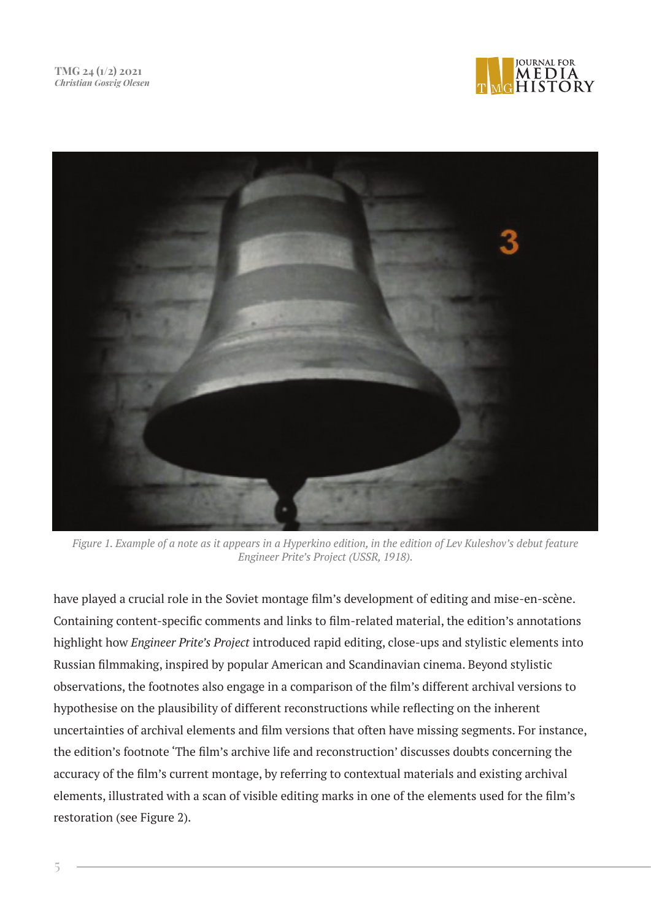*Figure 1. Example of a note as it appears in a Hyperkino edition, in the edition of Lev Kuleshov's debut feature Engineer Prite's Project (USSR, 1918).*

have played a crucial role in the Soviet montage film's development of editing and mise-en-scène. Containing content-specific comments and links to film-related material, the edition's annotations highlight how *Engineer Prite's Project* introduced rapid editing, close-ups and stylistic elements into Russian filmmaking, inspired by popular American and Scandinavian cinema. Beyond stylistic observations, the footnotes also engage in a comparison of the film's different archival versions to hypothesise on the plausibility of different reconstructions while reflecting on the inherent uncertainties of archival elements and film versions that often have missing segments. For instance, the edition's footnote 'The film's archive life and reconstruction' discusses doubts concerning the accuracy of the film's current montage, by referring to contextual materials and existing archival elements, illustrated with a scan of visible editing marks in one of the elements used for the film's restoration (see Figure 2).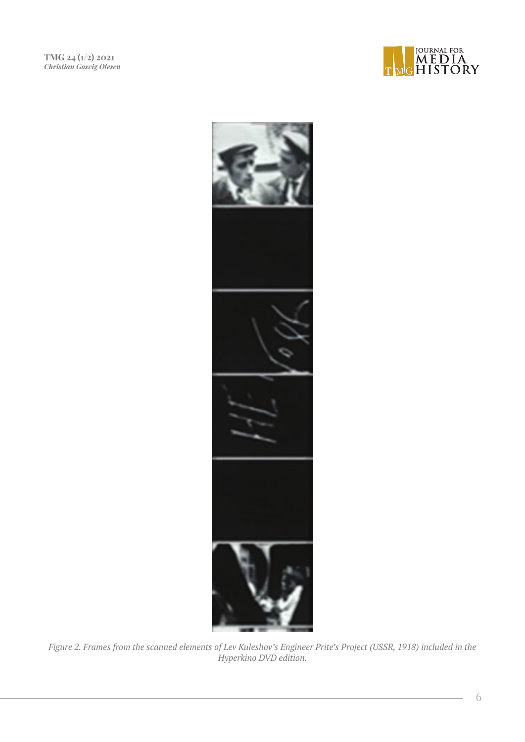*Figure 2. Frames from the scanned elements of Lev Kuleshov's Engineer Prite's Project (USSR, 1918) included in the Hyperkino DVD edition.*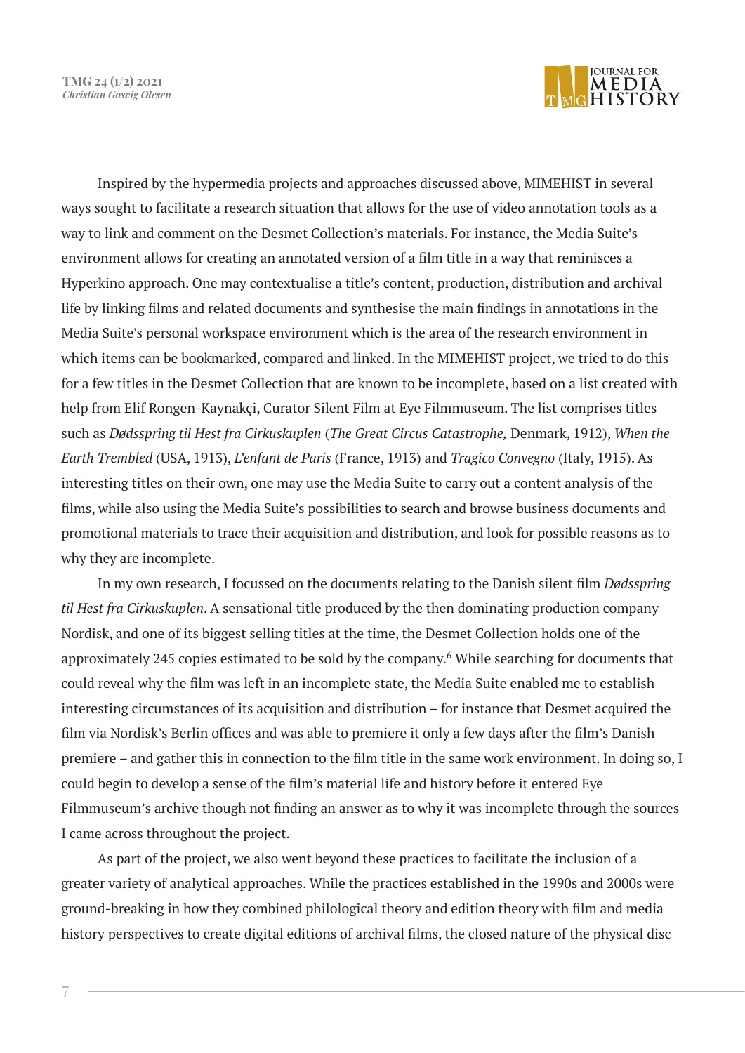Inspired by the hypermedia projects and approaches discussed above, MIMEHIST in several ways sought to facilitate a research situation that allows for the use of video annotation tools as a way to link and comment on the Desmet Collection's materials. For instance, the Media Suite's environment allows for creating an annotated version of a film title in a way that reminisces a Hyperkino approach. One may contextualise a title's content, production, distribution and archival life by linking films and related documents and synthesise the main findings in annotations in the Media Suite's personal workspace environment which is the area of the research environment in which items can be bookmarked, compared and linked. In the MIMEHIST project, we tried to do this for a few titles in the Desmet Collection that are known to be incomplete, based on a list created with help from Elif Rongen-Kaynakçi, Curator Silent Film at Eye Filmmuseum. The list comprises titles such as *Dødsspring til Hest fra Cirkuskuplen* (*The Great Circus Catastrophe,* Denmark, 1912), *When the Earth Trembled* (USA, 1913), *L'enfant de Paris* (France, 1913) and *Tragico Convegno* (Italy, 1915). As interesting titles on their own, one may use the Media Suite to carry out a content analysis of the films, while also using the Media Suite's possibilities to search and browse business documents and promotional materials to trace their acquisition and distribution, and look for possible reasons as to why they are incomplete.

In my own research, I focussed on the documents relating to the Danish silent film *Dødsspring til Hest fra Cirkuskuplen*. A sensational title produced by the then dominating production company Nordisk, and one of its biggest selling titles at the time, the Desmet Collection holds one of the approximately 245 copies estimated to be sold by the company.[6] While searching for documents that could reveal why the film was left in an incomplete state, the Media Suite enabled me to establish interesting circumstances of its acquisition and distribution – for instance that Desmet acquired the film via Nordisk's Berlin offices and was able to premiere it only a few days after the film's Danish premiere – and gather this in connection to the film title in the same work environment. In doing so, I could begin to develop a sense of the film's material life and history before it entered Eye Filmmuseum's archive though not finding an answer as to why it was incomplete through the sources I came across throughout the project.

As part of the project, we also went beyond these practices to facilitate the inclusion of a greater variety of analytical approaches. While the practices established in the 1990s and 2000s were ground-breaking in how they combined philological theory and edition theory with film and media history perspectives to create digital editions of archival films, the closed nature of the physical disc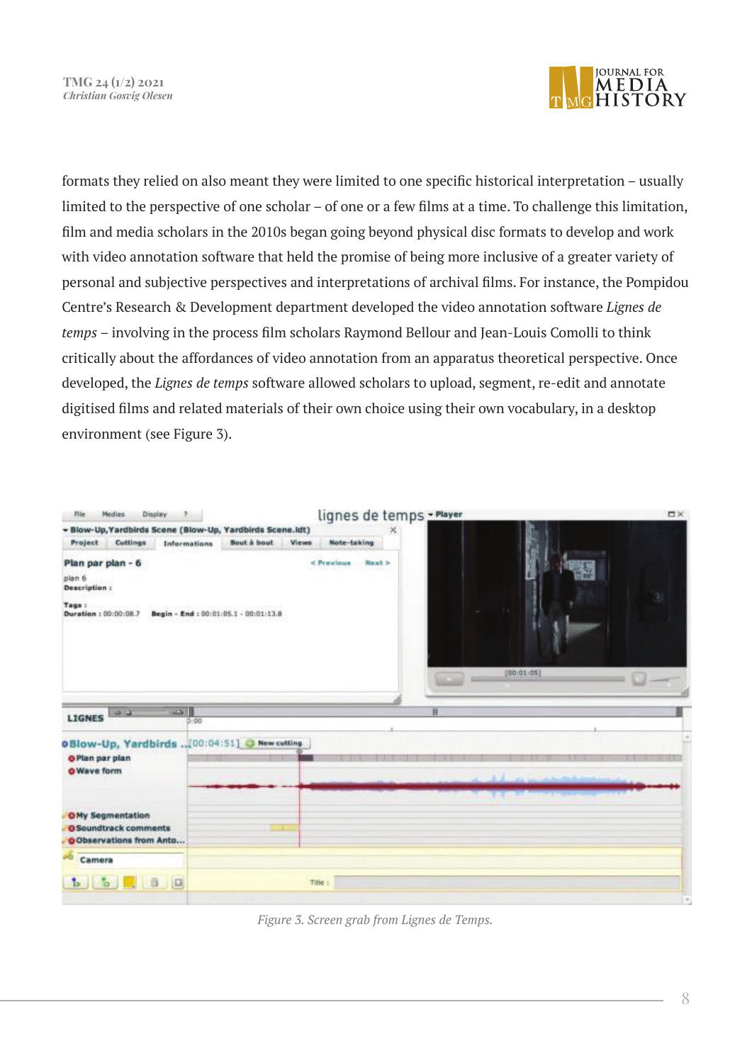formats they relied on also meant they were limited to one specific historical interpretation – usually limited to the perspective of one scholar – of one or a few films at a time. To challenge this limitation, film and media scholars in the 2010s began going beyond physical disc formats to develop and work with video annotation software that held the promise of being more inclusive of a greater variety of personal and subjective perspectives and interpretations of archival films. For instance, the Pompidou Centre's Research & Development department developed the video annotation software *Lignes de temps* – involving in the process film scholars Raymond Bellour and Jean-Louis Comolli to think critically about the affordances of video annotation from an apparatus theoretical perspective. Once developed, the *Lignes de temps* software allowed scholars to upload, segment, re-edit and annotate digitised films and related materials of their own choice using their own vocabulary, in a desktop environment (see Figure 3).

*Figure 3. Screen grab from Lignes de Temps.*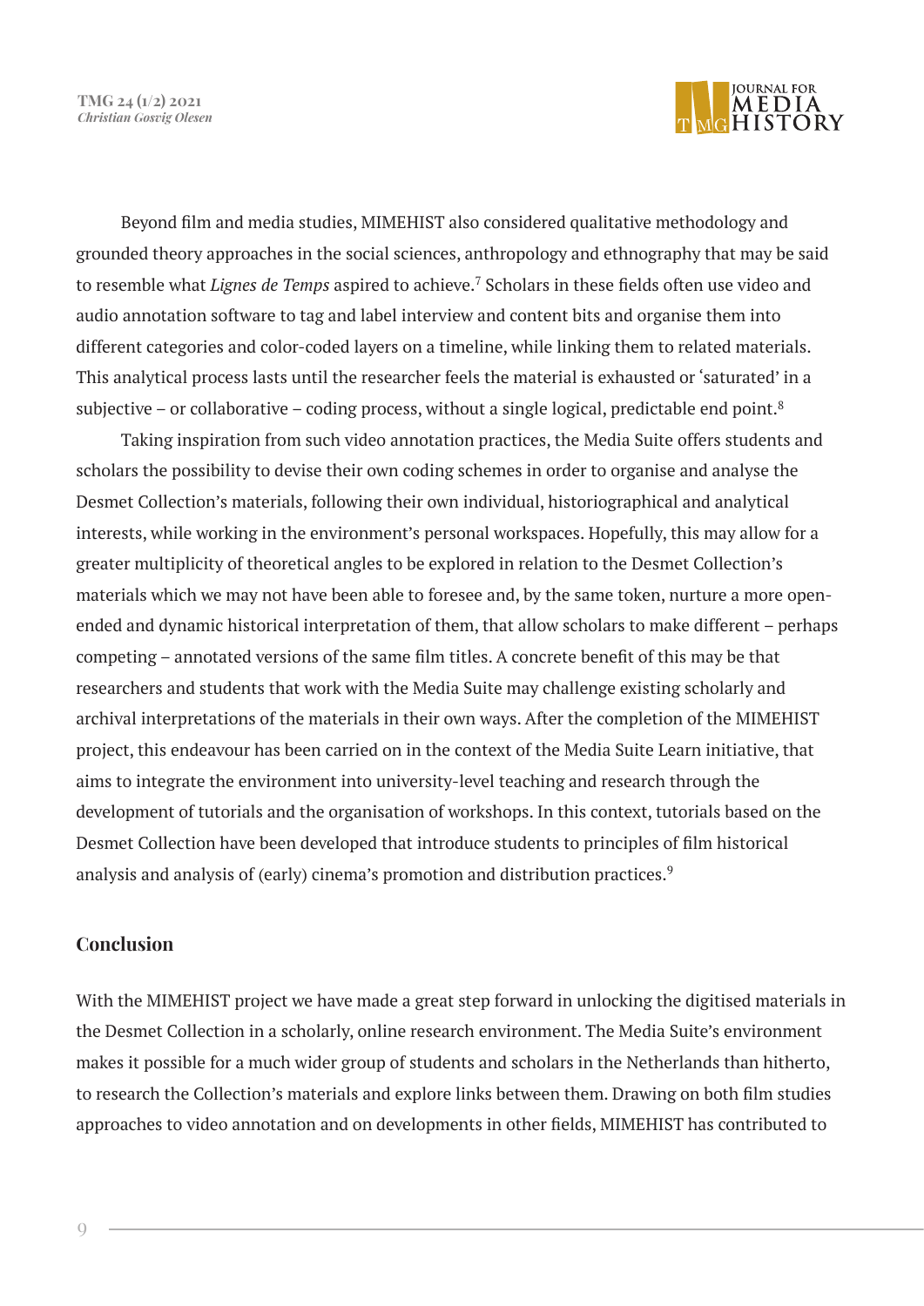Beyond film and media studies, MIMEHIST also considered qualitative methodology and grounded theory approaches in the social sciences, anthropology and ethnography that may be said to resemble what *Lignes de Temps* aspired to achieve.[7] Scholars in these fields often use video and audio annotation software to tag and label interview and content bits and organise them into different categories and color-coded layers on a timeline, while linking them to related materials. This analytical process lasts until the researcher feels the material is exhausted or 'saturated' in a subjective – or collaborative – coding process, without a single logical, predictable end point.[8]

Taking inspiration from such video annotation practices, the Media Suite offers students and scholars the possibility to devise their own coding schemes in order to organise and analyse the Desmet Collection's materials, following their own individual, historiographical and analytical interests, while working in the environment's personal workspaces. Hopefully, this may allow for a greater multiplicity of theoretical angles to be explored in relation to the Desmet Collection's materials which we may not have been able to foresee and, by the same token, nurture a more open-ended and dynamic historical interpretation of them, that allow scholars to make different – perhaps competing – annotated versions of the same film titles. A concrete benefit of this may be that researchers and students that work with the Media Suite may challenge existing scholarly and archival interpretations of the materials in their own ways. After the completion of the MIMEHIST project, this endeavour has been carried on in the context of the Media Suite Learn initiative, that aims to integrate the environment into university-level teaching and research through the development of tutorials and the organisation of workshops. In this context, tutorials based on the Desmet Collection have been developed that introduce students to principles of film historical analysis and analysis of (early) cinema's promotion and distribution practices.[9]

## Conclusion

With the MIMEHIST project we have made a great step forward in unlocking the digitised materials in the Desmet Collection in a scholarly, online research environment. The Media Suite's environment makes it possible for a much wider group of students and scholars in the Netherlands than hitherto, to research the Collection's materials and explore links between them. Drawing on both film studies approaches to video annotation and on developments in other fields, MIMEHIST has contributed to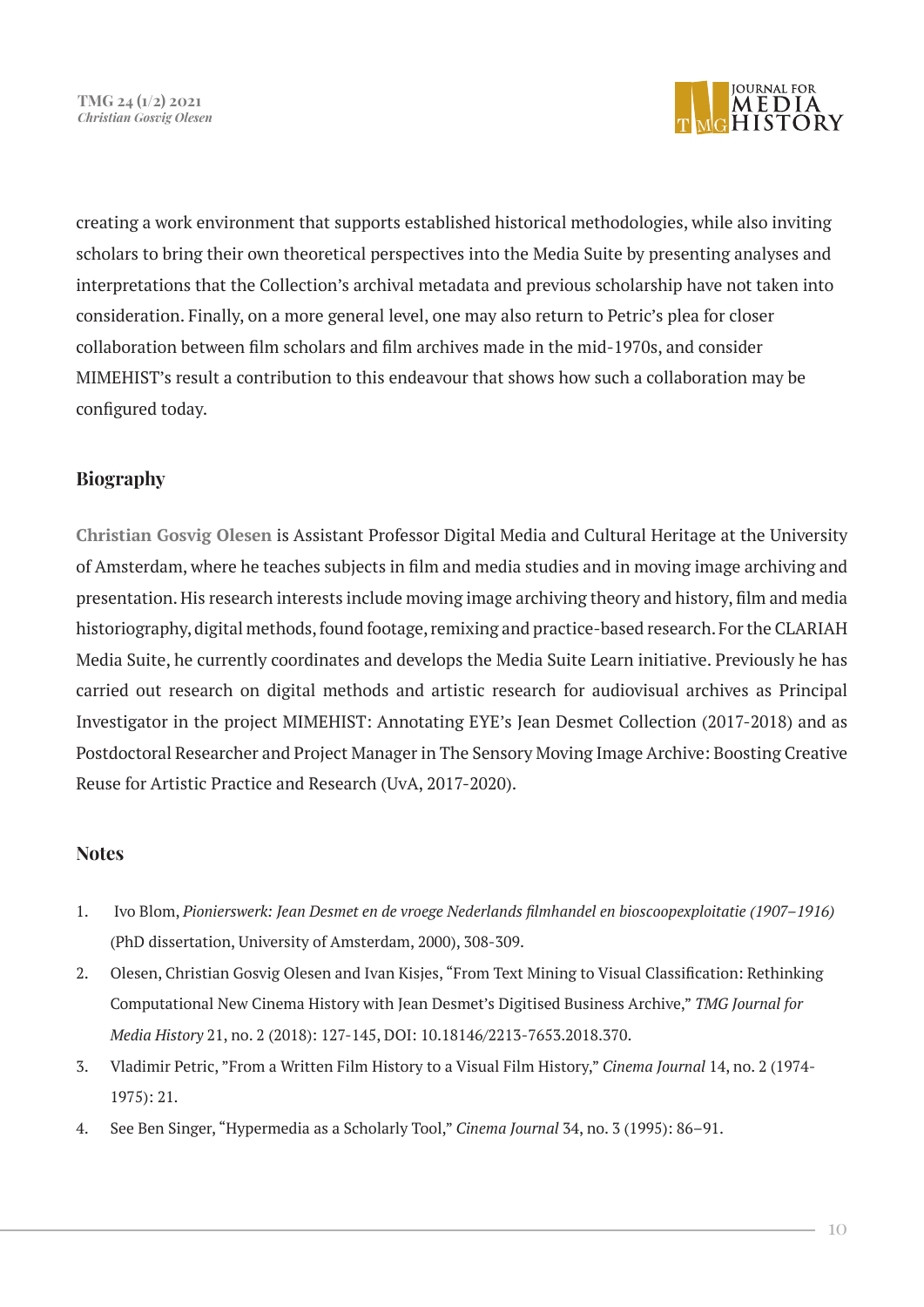creating a work environment that supports established historical methodologies, while also inviting scholars to bring their own theoretical perspectives into the Media Suite by presenting analyses and interpretations that the Collection's archival metadata and previous scholarship have not taken into consideration. Finally, on a more general level, one may also return to Petric's plea for closer collaboration between film scholars and film archives made in the mid-1970s, and consider MIMEHIST's result a contribution to this endeavour that shows how such a collaboration may be configured today.

## Biography

**Christian Gosvig Olesen** is Assistant Professor Digital Media and Cultural Heritage at the University of Amsterdam, where he teaches subjects in film and media studies and in moving image archiving and presentation. His research interests include moving image archiving theory and history, film and media historiography, digital methods, found footage, remixing and practice-based research. For the CLARIAH Media Suite, he currently coordinates and develops the Media Suite Learn initiative. Previously he has carried out research on digital methods and artistic research for audiovisual archives as Principal Investigator in the project MIMEHIST: Annotating EYE's Jean Desmet Collection (2017-2018) and as Postdoctoral Researcher and Project Manager in The Sensory Moving Image Archive: Boosting Creative Reuse for Artistic Practice and Research (UvA, 2017-2020).

## Notes

1. Ivo Blom, *Pionierswerk: Jean Desmet en de vroege Nederlands filmhandel en bioscoopexploitatie (1907–1916)* (PhD dissertation, University of Amsterdam, 2000), 308-309.
2. Olesen, Christian Gosvig Olesen and Ivan Kisjes, "From Text Mining to Visual Classification: Rethinking Computational New Cinema History with Jean Desmet's Digitised Business Archive," *TMG Journal for Media History* 21, no. 2 (2018): 127-145, DOI: 10.18146/2213-7653.2018.370.
3. Vladimir Petric, "From a Written Film History to a Visual Film History," *Cinema Journal* 14, no. 2 (1974-1975): 21.
4. See Ben Singer, "Hypermedia as a Scholarly Tool," *Cinema Journal* 34, no. 3 (1995): 86–91.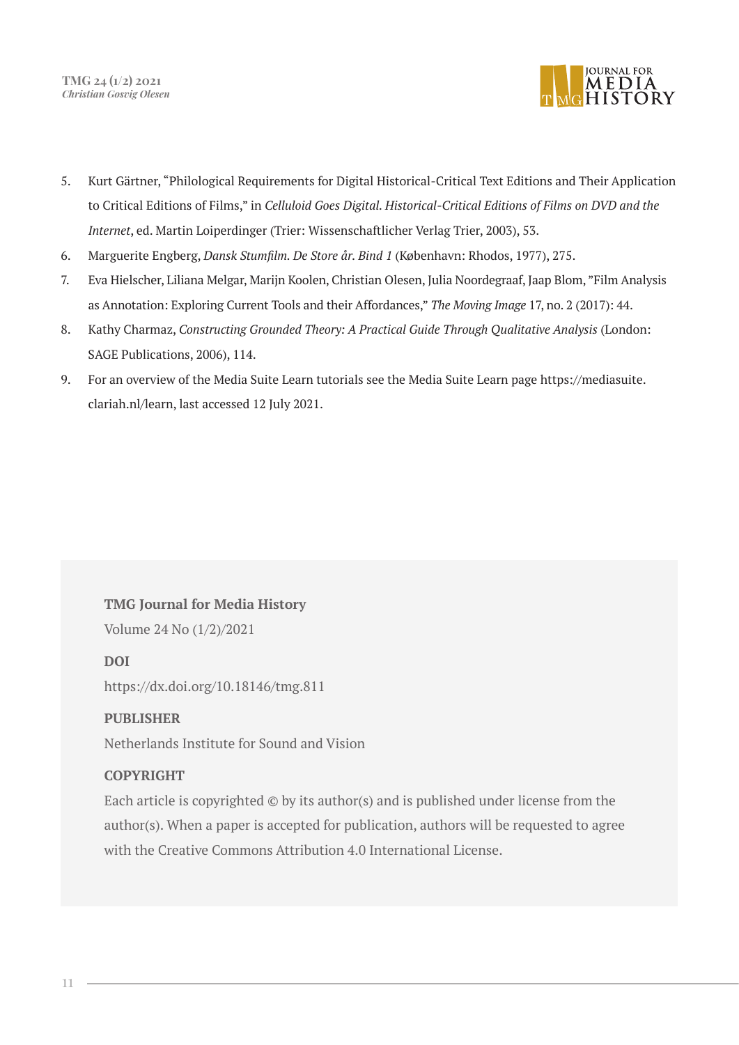5. Kurt Gärtner, "Philological Requirements for Digital Historical-Critical Text Editions and Their Application to Critical Editions of Films," in *Celluloid Goes Digital. Historical-Critical Editions of Films on DVD and the Internet*, ed. Martin Loiperdinger (Trier: Wissenschaftlicher Verlag Trier, 2003), 53.
6. Marguerite Engberg, *Dansk Stumfilm. De Store år. Bind 1* (København: Rhodos, 1977), 275.
7. Eva Hielscher, Liliana Melgar, Marijn Koolen, Christian Olesen, Julia Noordegraaf, Jaap Blom, "Film Analysis as Annotation: Exploring Current Tools and their Affordances," *The Moving Image* 17, no. 2 (2017): 44.
8. Kathy Charmaz, *Constructing Grounded Theory: A Practical Guide Through Qualitative Analysis* (London: SAGE Publications, 2006), 114.
9. For an overview of the Media Suite Learn tutorials see the Media Suite Learn page https://mediasuite.clariah.nl/learn, last accessed 12 July 2021.

**TMG Journal for Media History**

Volume 24 No (1/2)/2021

**DOI**

https://dx.doi.org/10.18146/tmg.811

**PUBLISHER**

Netherlands Institute for Sound and Vision

**COPYRIGHT**

Each article is copyrighted © by its author(s) and is published under license from the author(s). When a paper is accepted for publication, authors will be requested to agree with the Creative Commons Attribution 4.0 International License.